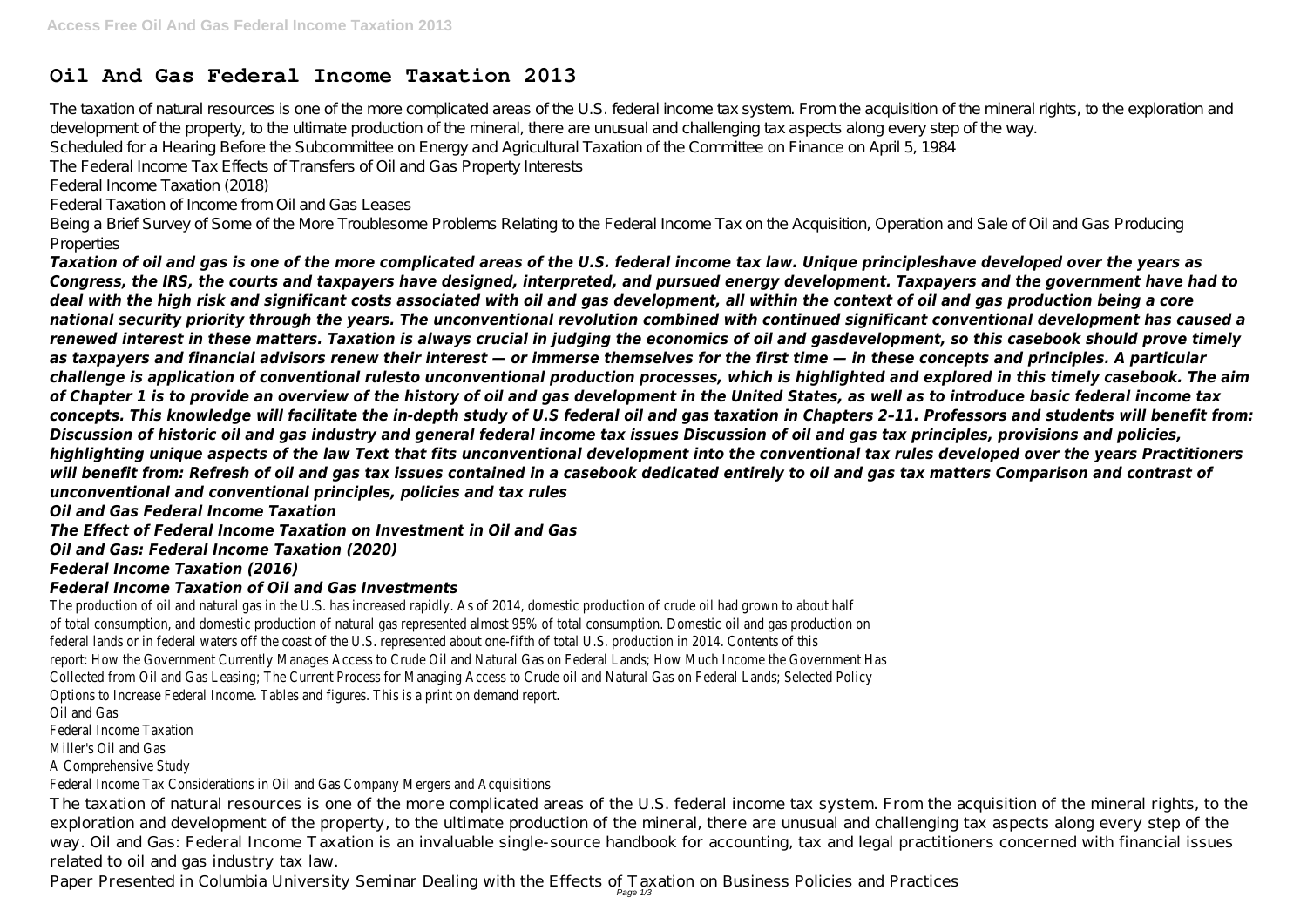# Oil And Gas Federal Income Taxation 2013

The taxation of natural resources is one of the more complicated areas of the U.S. federal income tax system. From the acquisition of the mineral rights, to the exploration and development of the property, to the ultimate production of the mineral, there are unusual and challenging tax aspects along every step of the way.

Scheduled for a Hearing Before the Subcommittee on Energy and Agricultural Taxation of the Committee on Finance on April 5, 1984

The Federal Income Tax Effects of Transfers of Oil and Gas Property Interests

Federal Income Taxation (2018)

Federal Taxation of Income from Oil and Gas Leases

Being a Brief Survey of Some of the More Troublesome Problems Relating to the Federal Income Tax on the Acquisition, Operation and Sale of Oil and Gas Producing Properties

***Taxation of oil and gas is one of the more complicated areas of the U.S. federal income tax law. Unique principleshave developed over the years as Congress, the IRS, the courts and taxpayers have designed, interpreted, and pursued energy development. Taxpayers and the government have had to deal with the high risk and significant costs associated with oil and gas development, all within the context of oil and gas production being a core national security priority through the years. The unconventional revolution combined with continued significant conventional development has caused a renewed interest in these matters. Taxation is always crucial in judging the economics of oil and gasdevelopment, so this casebook should prove timely as taxpayers and financial advisors renew their interest — or immerse themselves for the first time — in these concepts and principles. A particular challenge is application of conventional rulesto unconventional production processes, which is highlighted and explored in this timely casebook. The aim of Chapter 1 is to provide an overview of the history of oil and gas development in the United States, as well as to introduce basic federal income tax concepts. This knowledge will facilitate the in-depth study of U.S federal oil and gas taxation in Chapters 2–11. Professors and students will benefit from: Discussion of historic oil and gas industry and general federal income tax issues Discussion of oil and gas tax principles, provisions and policies, highlighting unique aspects of the law Text that fits unconventional development into the conventional tax rules developed over the years Practitioners will benefit from: Refresh of oil and gas tax issues contained in a casebook dedicated entirely to oil and gas tax matters Comparison and contrast of unconventional and conventional principles, policies and tax rules***

***Oil and Gas Federal Income Taxation***

***The Effect of Federal Income Taxation on Investment in Oil and Gas***

***Oil and Gas: Federal Income Taxation (2020)***

***Federal Income Taxation (2016)***

***Federal Income Taxation of Oil and Gas Investments***

The production of oil and natural gas in the U.S. has increased rapidly. As of 2014, domestic production of crude oil had grown to about half of total consumption, and domestic production of natural gas represented almost 95% of total consumption. Domestic oil and gas production on federal lands or in federal waters off the coast of the U.S. represented about one-fifth of total U.S. production in 2014. Contents of this report: How the Government Currently Manages Access to Crude Oil and Natural Gas on Federal Lands; How Much Income the Government Has Collected from Oil and Gas Leasing; The Current Process for Managing Access to Crude oil and Natural Gas on Federal Lands; Selected Policy Options to Increase Federal Income. Tables and figures. This is a print on demand report.

Oil and Gas

Federal Income Taxation

Miller's Oil and Gas

A Comprehensive Study

Federal Income Tax Considerations in Oil and Gas Company Mergers and Acquisitions

The taxation of natural resources is one of the more complicated areas of the U.S. federal income tax system. From the acquisition of the mineral rights, to the exploration and development of the property, to the ultimate production of the mineral, there are unusual and challenging tax aspects along every step of the way. Oil and Gas: Federal Income Taxation is an invaluable single-source handbook for accounting, tax and legal practitioners concerned with financial issues related to oil and gas industry tax law.

Paper Presented in Columbia University Seminar Dealing with the Effects of Taxation on Business Policies and Practices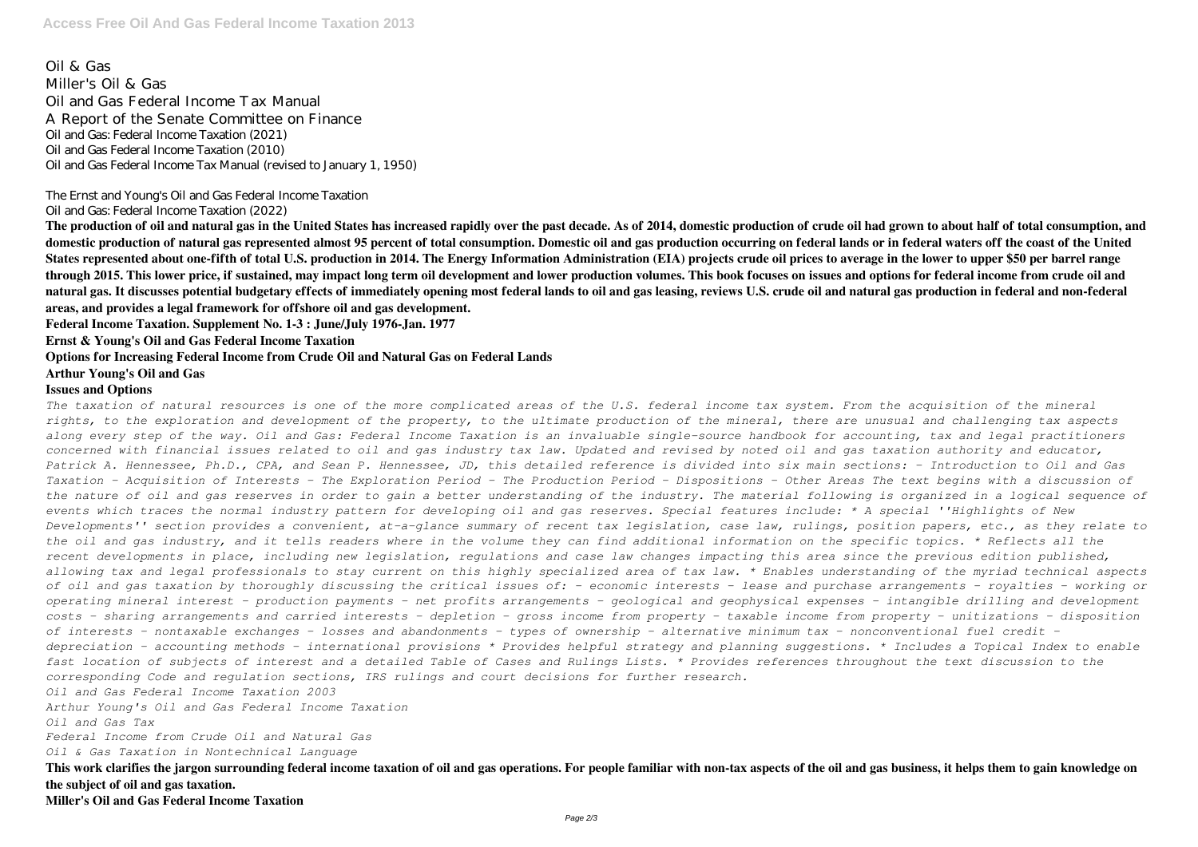Oil & Gas
Miller's Oil & Gas
Oil and Gas Federal Income Tax Manual
A Report of the Senate Committee on Finance
Oil and Gas: Federal Income Taxation (2021)
Oil and Gas Federal Income Taxation (2010)
Oil and Gas Federal Income Tax Manual (revised to January 1, 1950)

The Ernst and Young's Oil and Gas Federal Income Taxation
Oil and Gas: Federal Income Taxation (2022)

**The production of oil and natural gas in the United States has increased rapidly over the past decade. As of 2014, domestic production of crude oil had grown to about half of total consumption, and domestic production of natural gas represented almost 95 percent of total consumption. Domestic oil and gas production occurring on federal lands or in federal waters off the coast of the United States represented about one-fifth of total U.S. production in 2014. The Energy Information Administration (EIA) projects crude oil prices to average in the lower to upper $50 per barrel range through 2015. This lower price, if sustained, may impact long term oil development and lower production volumes. This book focuses on issues and options for federal income from crude oil and natural gas. It discusses potential budgetary effects of immediately opening most federal lands to oil and gas leasing, reviews U.S. crude oil and natural gas production in federal and non-federal areas, and provides a legal framework for offshore oil and gas development.**

**Federal Income Taxation. Supplement No. 1-3 : June/July 1976-Jan. 1977**

**Ernst & Young's Oil and Gas Federal Income Taxation**

**Options for Increasing Federal Income from Crude Oil and Natural Gas on Federal Lands**

**Arthur Young's Oil and Gas**

**Issues and Options**

*The taxation of natural resources is one of the more complicated areas of the U.S. federal income tax system. From the acquisition of the mineral rights, to the exploration and development of the property, to the ultimate production of the mineral, there are unusual and challenging tax aspects along every step of the way. Oil and Gas: Federal Income Taxation is an invaluable single-source handbook for accounting, tax and legal practitioners concerned with financial issues related to oil and gas industry tax law. Updated and revised by noted oil and gas taxation authority and educator, Patrick A. Hennessee, Ph.D., CPA, and Sean P. Hennessee, JD, this detailed reference is divided into six main sections: - Introduction to Oil and Gas Taxation - Acquisition of Interests - The Exploration Period - The Production Period - Dispositions - Other Areas The text begins with a discussion of the nature of oil and gas reserves in order to gain a better understanding of the industry. The material following is organized in a logical sequence of events which traces the normal industry pattern for developing oil and gas reserves. Special features include: * A special ''Highlights of New Developments'' section provides a convenient, at-a-glance summary of recent tax legislation, case law, rulings, position papers, etc., as they relate to the oil and gas industry, and it tells readers where in the volume they can find additional information on the specific topics. * Reflects all the recent developments in place, including new legislation, regulations and case law changes impacting this area since the previous edition published, allowing tax and legal professionals to stay current on this highly specialized area of tax law. * Enables understanding of the myriad technical aspects of oil and gas taxation by thoroughly discussing the critical issues of: - economic interests - lease and purchase arrangements - royalties - working or operating mineral interest - production payments - net profits arrangements - geological and geophysical expenses - intangible drilling and development costs - sharing arrangements and carried interests - depletion - gross income from property - taxable income from property - unitizations - disposition of interests - nontaxable exchanges - losses and abandonments - types of ownership - alternative minimum tax - nonconventional fuel credit - depreciation - accounting methods - international provisions * Provides helpful strategy and planning suggestions. * Includes a Topical Index to enable fast location of subjects of interest and a detailed Table of Cases and Rulings Lists. * Provides references throughout the text discussion to the corresponding Code and regulation sections, IRS rulings and court decisions for further research.*

*Oil and Gas Federal Income Taxation 2003*

*Arthur Young's Oil and Gas Federal Income Taxation*

*Oil and Gas Tax*

*Federal Income from Crude Oil and Natural Gas*

*Oil & Gas Taxation in Nontechnical Language*

**This work clarifies the jargon surrounding federal income taxation of oil and gas operations. For people familiar with non-tax aspects of the oil and gas business, it helps them to gain knowledge on the subject of oil and gas taxation.**

**Miller's Oil and Gas Federal Income Taxation**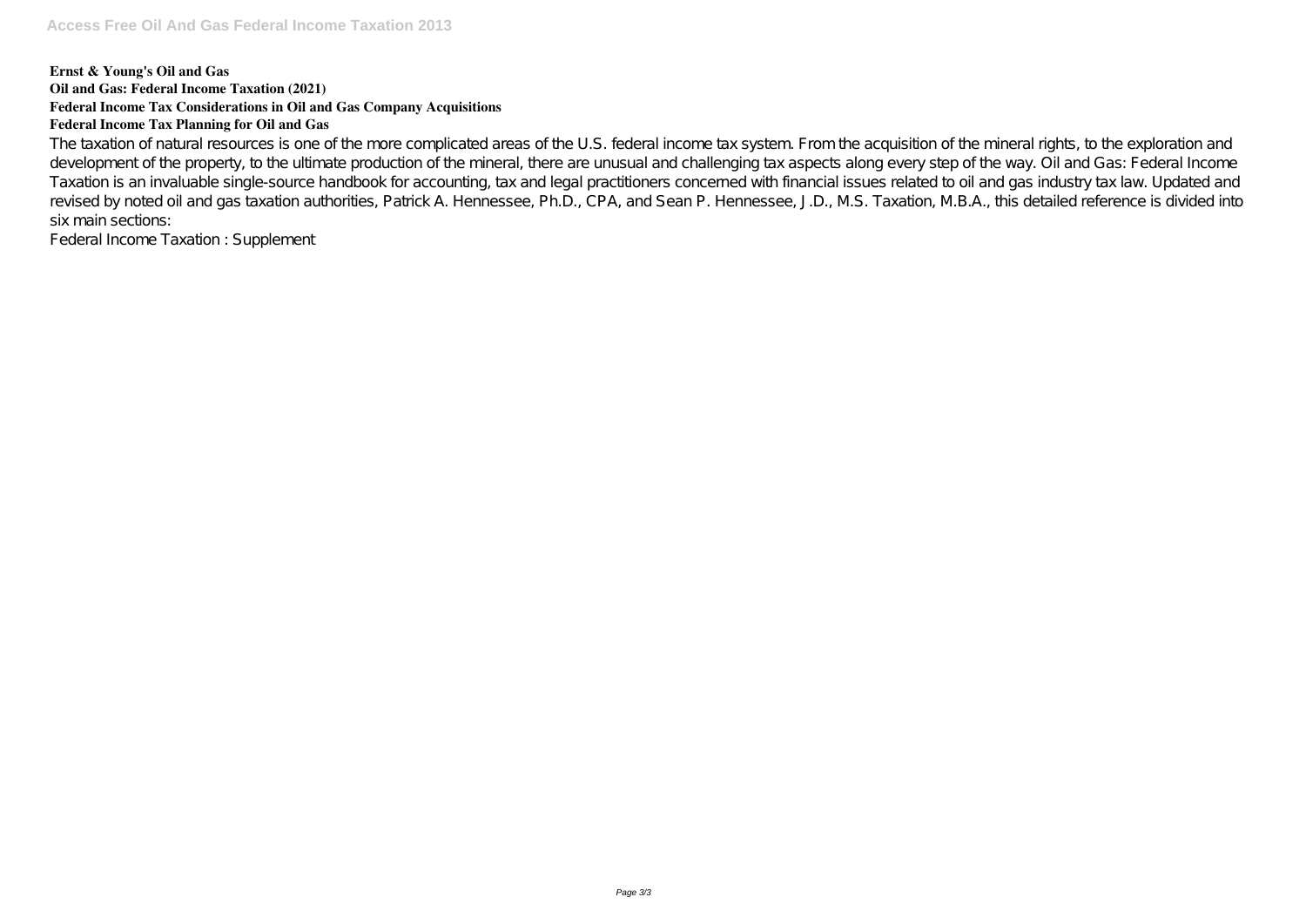**Ernst & Young's Oil and Gas**
**Oil and Gas: Federal Income Taxation (2021)**
**Federal Income Tax Considerations in Oil and Gas Company Acquisitions**
**Federal Income Tax Planning for Oil and Gas**

The taxation of natural resources is one of the more complicated areas of the U.S. federal income tax system. From the acquisition of the mineral rights, to the exploration and development of the property, to the ultimate production of the mineral, there are unusual and challenging tax aspects along every step of the way. Oil and Gas: Federal Income Taxation is an invaluable single-source handbook for accounting, tax and legal practitioners concerned with financial issues related to oil and gas industry tax law. Updated and revised by noted oil and gas taxation authorities, Patrick A. Hennessee, Ph.D., CPA, and Sean P. Hennessee, J.D., M.S. Taxation, M.B.A., this detailed reference is divided into six main sections:

Federal Income Taxation : Supplement